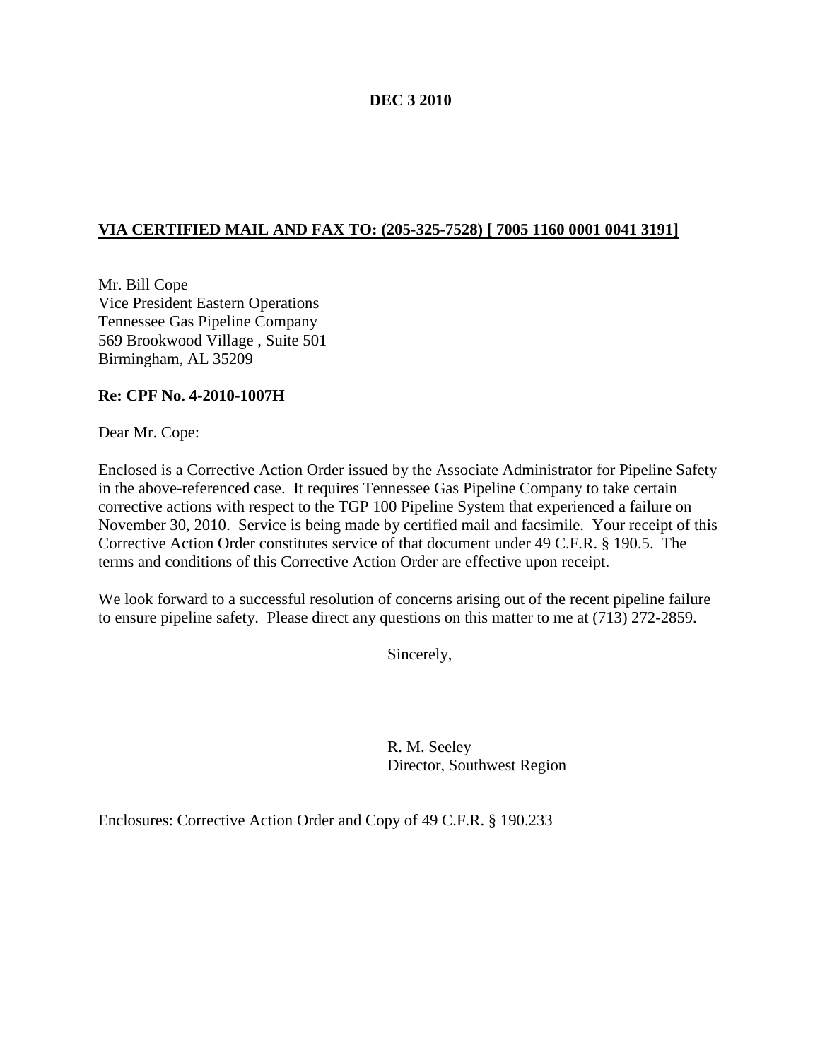**DEC 3 2010**

**VIA CERTIFIED MAIL AND FAX TO: (205-325-7528) [ 7005 1160 0001 0041 3191]**

Mr. Bill Cope
Vice President Eastern Operations
Tennessee Gas Pipeline Company
569 Brookwood Village , Suite 501
Birmingham, AL 35209

**Re: CPF No. 4-2010-1007H**

Dear Mr. Cope:

Enclosed is a Corrective Action Order issued by the Associate Administrator for Pipeline Safety in the above-referenced case. It requires Tennessee Gas Pipeline Company to take certain corrective actions with respect to the TGP 100 Pipeline System that experienced a failure on November 30, 2010. Service is being made by certified mail and facsimile. Your receipt of this Corrective Action Order constitutes service of that document under 49 C.F.R. § 190.5. The terms and conditions of this Corrective Action Order are effective upon receipt.

We look forward to a successful resolution of concerns arising out of the recent pipeline failure to ensure pipeline safety. Please direct any questions on this matter to me at (713) 272-2859.

Sincerely,

R. M. Seeley
Director, Southwest Region

Enclosures: Corrective Action Order and Copy of 49 C.F.R. § 190.233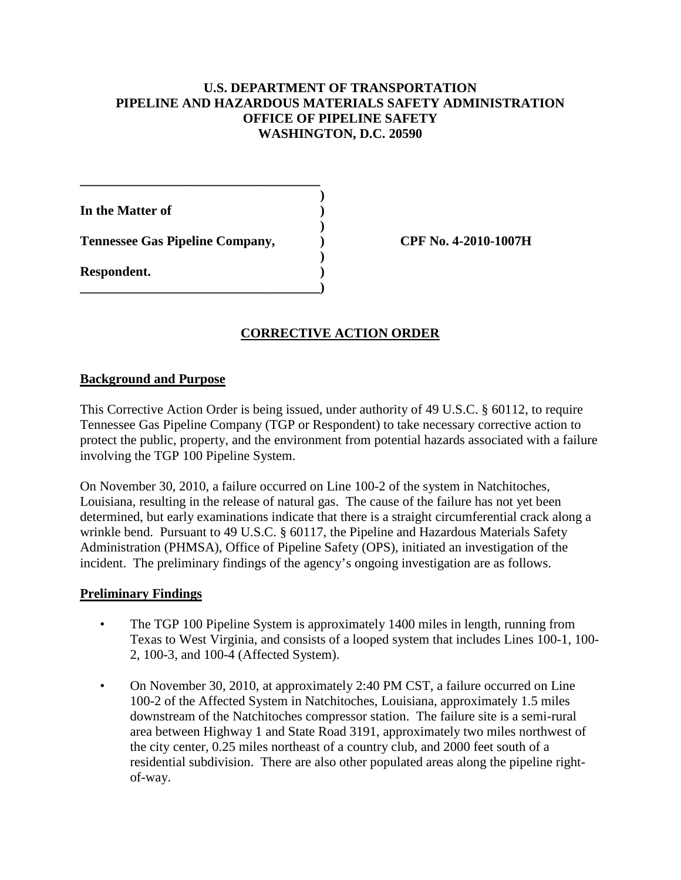**U.S. DEPARTMENT OF TRANSPORTATION**
**PIPELINE AND HAZARDOUS MATERIALS SAFETY ADMINISTRATION**
**OFFICE OF PIPELINE SAFETY**
**WASHINGTON, D.C. 20590**

**In the Matter of**

**Tennessee Gas Pipeline Company,** **CPF No. 4-2010-1007H**

**Respondent.**

## CORRECTIVE ACTION ORDER

### Background and Purpose

This Corrective Action Order is being issued, under authority of 49 U.S.C. § 60112, to require Tennessee Gas Pipeline Company (TGP or Respondent) to take necessary corrective action to protect the public, property, and the environment from potential hazards associated with a failure involving the TGP 100 Pipeline System.

On November 30, 2010, a failure occurred on Line 100-2 of the system in Natchitoches, Louisiana, resulting in the release of natural gas. The cause of the failure has not yet been determined, but early examinations indicate that there is a straight circumferential crack along a wrinkle bend. Pursuant to 49 U.S.C. § 60117, the Pipeline and Hazardous Materials Safety Administration (PHMSA), Office of Pipeline Safety (OPS), initiated an investigation of the incident. The preliminary findings of the agency's ongoing investigation are as follows.

### Preliminary Findings

- The TGP 100 Pipeline System is approximately 1400 miles in length, running from Texas to West Virginia, and consists of a looped system that includes Lines 100-1, 100-2, 100-3, and 100-4 (Affected System).
- On November 30, 2010, at approximately 2:40 PM CST, a failure occurred on Line 100-2 of the Affected System in Natchitoches, Louisiana, approximately 1.5 miles downstream of the Natchitoches compressor station. The failure site is a semi-rural area between Highway 1 and State Road 3191, approximately two miles northwest of the city center, 0.25 miles northeast of a country club, and 2000 feet south of a residential subdivision. There are also other populated areas along the pipeline right-of-way.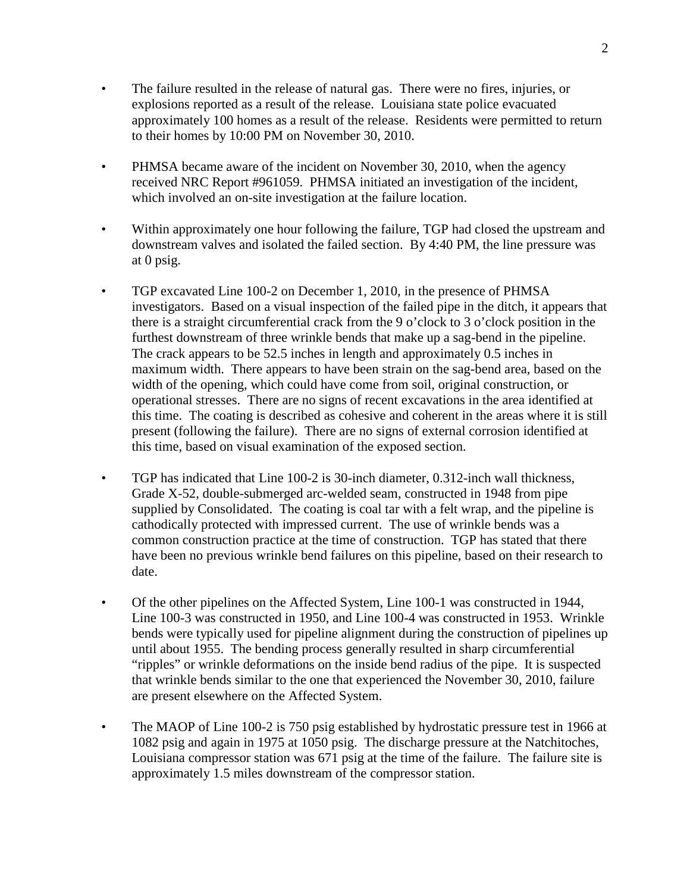- The failure resulted in the release of natural gas. There were no fires, injuries, or explosions reported as a result of the release. Louisiana state police evacuated approximately 100 homes as a result of the release. Residents were permitted to return to their homes by 10:00 PM on November 30, 2010.

- PHMSA became aware of the incident on November 30, 2010, when the agency received NRC Report #961059. PHMSA initiated an investigation of the incident, which involved an on-site investigation at the failure location.

- Within approximately one hour following the failure, TGP had closed the upstream and downstream valves and isolated the failed section. By 4:40 PM, the line pressure was at 0 psig.

- TGP excavated Line 100-2 on December 1, 2010, in the presence of PHMSA investigators. Based on a visual inspection of the failed pipe in the ditch, it appears that there is a straight circumferential crack from the 9 o'clock to 3 o'clock position in the furthest downstream of three wrinkle bends that make up a sag-bend in the pipeline. The crack appears to be 52.5 inches in length and approximately 0.5 inches in maximum width. There appears to have been strain on the sag-bend area, based on the width of the opening, which could have come from soil, original construction, or operational stresses. There are no signs of recent excavations in the area identified at this time. The coating is described as cohesive and coherent in the areas where it is still present (following the failure). There are no signs of external corrosion identified at this time, based on visual examination of the exposed section.

- TGP has indicated that Line 100-2 is 30-inch diameter, 0.312-inch wall thickness, Grade X-52, double-submerged arc-welded seam, constructed in 1948 from pipe supplied by Consolidated. The coating is coal tar with a felt wrap, and the pipeline is cathodically protected with impressed current. The use of wrinkle bends was a common construction practice at the time of construction. TGP has stated that there have been no previous wrinkle bend failures on this pipeline, based on their research to date.

- Of the other pipelines on the Affected System, Line 100-1 was constructed in 1944, Line 100-3 was constructed in 1950, and Line 100-4 was constructed in 1953. Wrinkle bends were typically used for pipeline alignment during the construction of pipelines up until about 1955. The bending process generally resulted in sharp circumferential "ripples" or wrinkle deformations on the inside bend radius of the pipe. It is suspected that wrinkle bends similar to the one that experienced the November 30, 2010, failure are present elsewhere on the Affected System.

- The MAOP of Line 100-2 is 750 psig established by hydrostatic pressure test in 1966 at 1082 psig and again in 1975 at 1050 psig. The discharge pressure at the Natchitoches, Louisiana compressor station was 671 psig at the time of the failure. The failure site is approximately 1.5 miles downstream of the compressor station.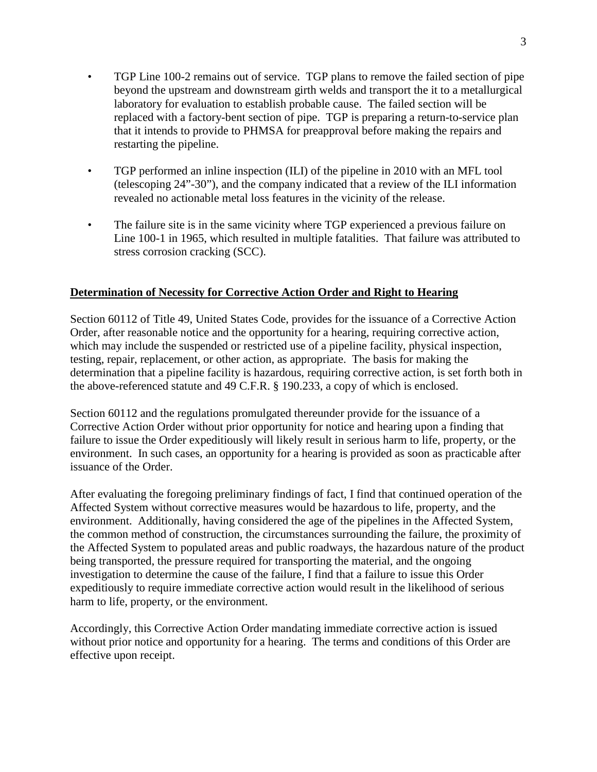- TGP Line 100-2 remains out of service. TGP plans to remove the failed section of pipe beyond the upstream and downstream girth welds and transport the it to a metallurgical laboratory for evaluation to establish probable cause. The failed section will be replaced with a factory-bent section of pipe. TGP is preparing a return-to-service plan that it intends to provide to PHMSA for preapproval before making the repairs and restarting the pipeline.

- TGP performed an inline inspection (ILI) of the pipeline in 2010 with an MFL tool (telescoping 24"-30"), and the company indicated that a review of the ILI information revealed no actionable metal loss features in the vicinity of the release.

- The failure site is in the same vicinity where TGP experienced a previous failure on Line 100-1 in 1965, which resulted in multiple fatalities. That failure was attributed to stress corrosion cracking (SCC).

## Determination of Necessity for Corrective Action Order and Right to Hearing

Section 60112 of Title 49, United States Code, provides for the issuance of a Corrective Action Order, after reasonable notice and the opportunity for a hearing, requiring corrective action, which may include the suspended or restricted use of a pipeline facility, physical inspection, testing, repair, replacement, or other action, as appropriate. The basis for making the determination that a pipeline facility is hazardous, requiring corrective action, is set forth both in the above-referenced statute and 49 C.F.R. § 190.233, a copy of which is enclosed.

Section 60112 and the regulations promulgated thereunder provide for the issuance of a Corrective Action Order without prior opportunity for notice and hearing upon a finding that failure to issue the Order expeditiously will likely result in serious harm to life, property, or the environment. In such cases, an opportunity for a hearing is provided as soon as practicable after issuance of the Order.

After evaluating the foregoing preliminary findings of fact, I find that continued operation of the Affected System without corrective measures would be hazardous to life, property, and the environment. Additionally, having considered the age of the pipelines in the Affected System, the common method of construction, the circumstances surrounding the failure, the proximity of the Affected System to populated areas and public roadways, the hazardous nature of the product being transported, the pressure required for transporting the material, and the ongoing investigation to determine the cause of the failure, I find that a failure to issue this Order expeditiously to require immediate corrective action would result in the likelihood of serious harm to life, property, or the environment.

Accordingly, this Corrective Action Order mandating immediate corrective action is issued without prior notice and opportunity for a hearing. The terms and conditions of this Order are effective upon receipt.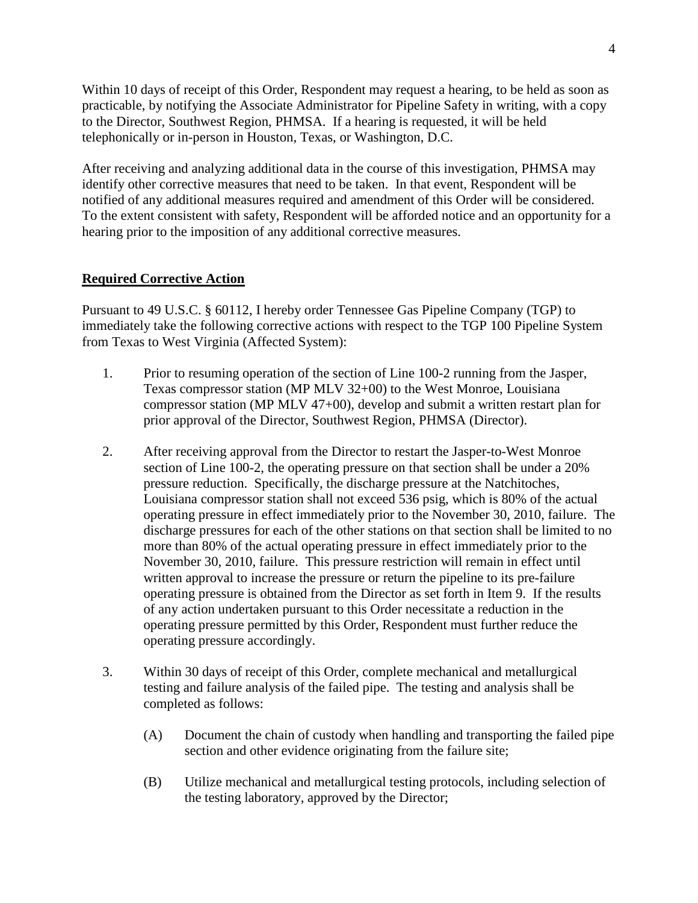Within 10 days of receipt of this Order, Respondent may request a hearing, to be held as soon as practicable, by notifying the Associate Administrator for Pipeline Safety in writing, with a copy to the Director, Southwest Region, PHMSA. If a hearing is requested, it will be held telephonically or in-person in Houston, Texas, or Washington, D.C.

After receiving and analyzing additional data in the course of this investigation, PHMSA may identify other corrective measures that need to be taken. In that event, Respondent will be notified of any additional measures required and amendment of this Order will be considered. To the extent consistent with safety, Respondent will be afforded notice and an opportunity for a hearing prior to the imposition of any additional corrective measures.

## Required Corrective Action

Pursuant to 49 U.S.C. § 60112, I hereby order Tennessee Gas Pipeline Company (TGP) to immediately take the following corrective actions with respect to the TGP 100 Pipeline System from Texas to West Virginia (Affected System):

1. Prior to resuming operation of the section of Line 100-2 running from the Jasper, Texas compressor station (MP MLV 32+00) to the West Monroe, Louisiana compressor station (MP MLV 47+00), develop and submit a written restart plan for prior approval of the Director, Southwest Region, PHMSA (Director).

2. After receiving approval from the Director to restart the Jasper-to-West Monroe section of Line 100-2, the operating pressure on that section shall be under a 20% pressure reduction. Specifically, the discharge pressure at the Natchitoches, Louisiana compressor station shall not exceed 536 psig, which is 80% of the actual operating pressure in effect immediately prior to the November 30, 2010, failure. The discharge pressures for each of the other stations on that section shall be limited to no more than 80% of the actual operating pressure in effect immediately prior to the November 30, 2010, failure. This pressure restriction will remain in effect until written approval to increase the pressure or return the pipeline to its pre-failure operating pressure is obtained from the Director as set forth in Item 9. If the results of any action undertaken pursuant to this Order necessitate a reduction in the operating pressure permitted by this Order, Respondent must further reduce the operating pressure accordingly.

3. Within 30 days of receipt of this Order, complete mechanical and metallurgical testing and failure analysis of the failed pipe. The testing and analysis shall be completed as follows:

   (A) Document the chain of custody when handling and transporting the failed pipe section and other evidence originating from the failure site;

   (B) Utilize mechanical and metallurgical testing protocols, including selection of the testing laboratory, approved by the Director;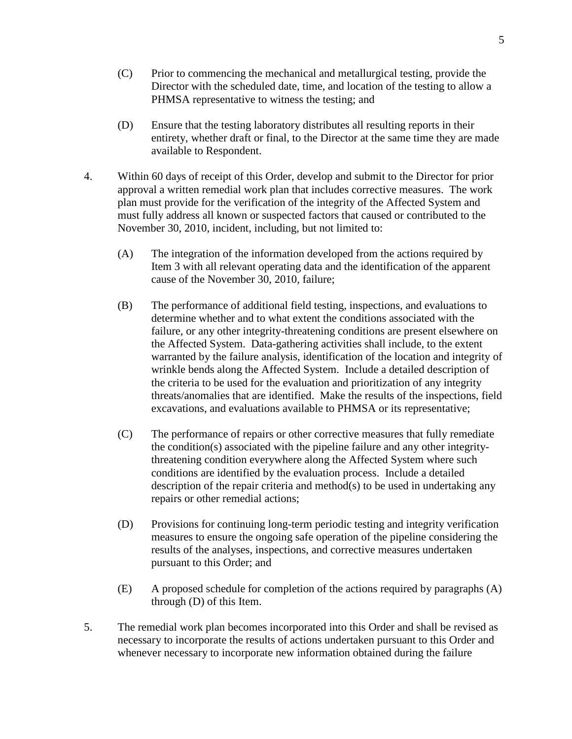(C) Prior to commencing the mechanical and metallurgical testing, provide the Director with the scheduled date, time, and location of the testing to allow a PHMSA representative to witness the testing; and

(D) Ensure that the testing laboratory distributes all resulting reports in their entirety, whether draft or final, to the Director at the same time they are made available to Respondent.

4. Within 60 days of receipt of this Order, develop and submit to the Director for prior approval a written remedial work plan that includes corrective measures. The work plan must provide for the verification of the integrity of the Affected System and must fully address all known or suspected factors that caused or contributed to the November 30, 2010, incident, including, but not limited to:

   (A) The integration of the information developed from the actions required by Item 3 with all relevant operating data and the identification of the apparent cause of the November 30, 2010, failure;

   (B) The performance of additional field testing, inspections, and evaluations to determine whether and to what extent the conditions associated with the failure, or any other integrity-threatening conditions are present elsewhere on the Affected System. Data-gathering activities shall include, to the extent warranted by the failure analysis, identification of the location and integrity of wrinkle bends along the Affected System. Include a detailed description of the criteria to be used for the evaluation and prioritization of any integrity threats/anomalies that are identified. Make the results of the inspections, field excavations, and evaluations available to PHMSA or its representative;

   (C) The performance of repairs or other corrective measures that fully remediate the condition(s) associated with the pipeline failure and any other integrity-threatening condition everywhere along the Affected System where such conditions are identified by the evaluation process. Include a detailed description of the repair criteria and method(s) to be used in undertaking any repairs or other remedial actions;

   (D) Provisions for continuing long-term periodic testing and integrity verification measures to ensure the ongoing safe operation of the pipeline considering the results of the analyses, inspections, and corrective measures undertaken pursuant to this Order; and

   (E) A proposed schedule for completion of the actions required by paragraphs (A) through (D) of this Item.

5. The remedial work plan becomes incorporated into this Order and shall be revised as necessary to incorporate the results of actions undertaken pursuant to this Order and whenever necessary to incorporate new information obtained during the failure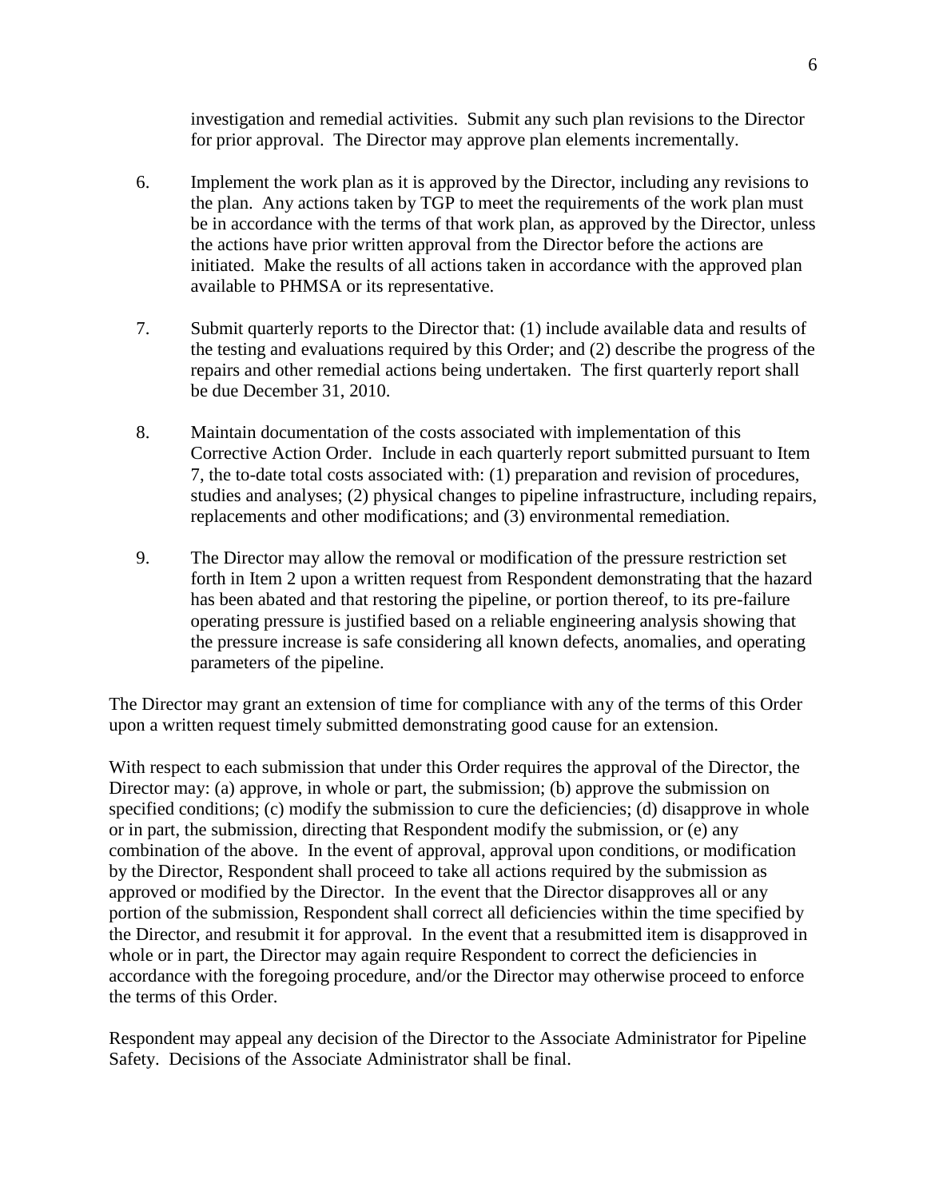investigation and remedial activities. Submit any such plan revisions to the Director for prior approval. The Director may approve plan elements incrementally.

6. Implement the work plan as it is approved by the Director, including any revisions to the plan. Any actions taken by TGP to meet the requirements of the work plan must be in accordance with the terms of that work plan, as approved by the Director, unless the actions have prior written approval from the Director before the actions are initiated. Make the results of all actions taken in accordance with the approved plan available to PHMSA or its representative.

7. Submit quarterly reports to the Director that: (1) include available data and results of the testing and evaluations required by this Order; and (2) describe the progress of the repairs and other remedial actions being undertaken. The first quarterly report shall be due December 31, 2010.

8. Maintain documentation of the costs associated with implementation of this Corrective Action Order. Include in each quarterly report submitted pursuant to Item 7, the to-date total costs associated with: (1) preparation and revision of procedures, studies and analyses; (2) physical changes to pipeline infrastructure, including repairs, replacements and other modifications; and (3) environmental remediation.

9. The Director may allow the removal or modification of the pressure restriction set forth in Item 2 upon a written request from Respondent demonstrating that the hazard has been abated and that restoring the pipeline, or portion thereof, to its pre-failure operating pressure is justified based on a reliable engineering analysis showing that the pressure increase is safe considering all known defects, anomalies, and operating parameters of the pipeline.

The Director may grant an extension of time for compliance with any of the terms of this Order upon a written request timely submitted demonstrating good cause for an extension.

With respect to each submission that under this Order requires the approval of the Director, the Director may: (a) approve, in whole or part, the submission; (b) approve the submission on specified conditions; (c) modify the submission to cure the deficiencies; (d) disapprove in whole or in part, the submission, directing that Respondent modify the submission, or (e) any combination of the above. In the event of approval, approval upon conditions, or modification by the Director, Respondent shall proceed to take all actions required by the submission as approved or modified by the Director. In the event that the Director disapproves all or any portion of the submission, Respondent shall correct all deficiencies within the time specified by the Director, and resubmit it for approval. In the event that a resubmitted item is disapproved in whole or in part, the Director may again require Respondent to correct the deficiencies in accordance with the foregoing procedure, and/or the Director may otherwise proceed to enforce the terms of this Order.

Respondent may appeal any decision of the Director to the Associate Administrator for Pipeline Safety. Decisions of the Associate Administrator shall be final.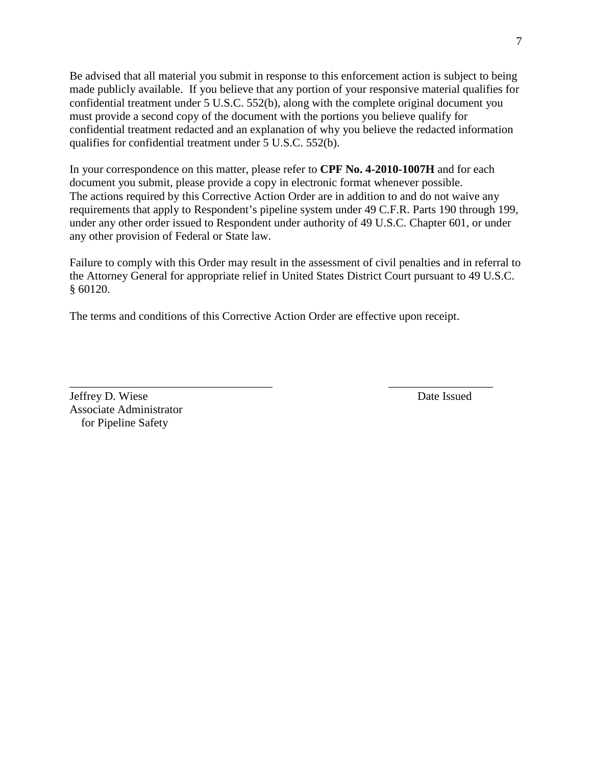Be advised that all material you submit in response to this enforcement action is subject to being made publicly available. If you believe that any portion of your responsive material qualifies for confidential treatment under 5 U.S.C. 552(b), along with the complete original document you must provide a second copy of the document with the portions you believe qualify for confidential treatment redacted and an explanation of why you believe the redacted information qualifies for confidential treatment under 5 U.S.C. 552(b).

In your correspondence on this matter, please refer to **CPF No. 4-2010-1007H** and for each document you submit, please provide a copy in electronic format whenever possible.
The actions required by this Corrective Action Order are in addition to and do not waive any requirements that apply to Respondent's pipeline system under 49 C.F.R. Parts 190 through 199, under any other order issued to Respondent under authority of 49 U.S.C. Chapter 601, or under any other provision of Federal or State law.

Failure to comply with this Order may result in the assessment of civil penalties and in referral to the Attorney General for appropriate relief in United States District Court pursuant to 49 U.S.C. § 60120.

The terms and conditions of this Corrective Action Order are effective upon receipt.

___________________________________ ________________

Jeffrey D. Wiese Date Issued
Associate Administrator
for Pipeline Safety